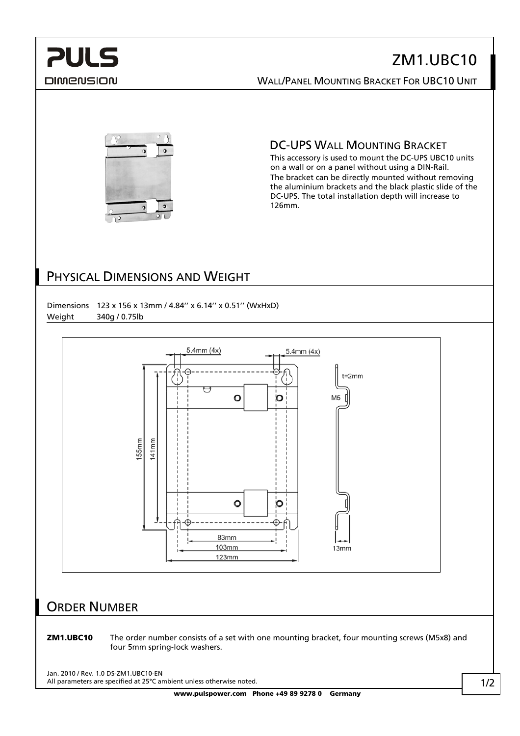# ZM1.UBC10

WALL/PANEL MOUNTING BRACKET FOR UBC10 UNIT

## DC-UPS WALL MOUNTING BRACKET

This accessory is used to mount the DC-UPS UBC10 units on a wall or on a panel without using a DIN-Rail.

The bracket can be directly mounted without removing the aluminium brackets and the black plastic slide of the DC-UPS. The total installation depth will increase to 126mm.

## PHYSICAL DIMENSIONS AND WEIGHT

| | |
|---|---|
| Dimensions | 123 x 156 x 13mm / 4.84'' x 6.14'' x 0.51'' (WxHxD) |
| Weight | 340g / 0.75lb |

## ORDER NUMBER

**ZM1.UBC10** The order number consists of a set with one mounting bracket, four mounting screws (M5x8) and four 5mm spring-lock washers.

Jan. 2010 / Rev. 1.0 DS-ZM1.UBC10-EN

All parameters are specified at 25°C ambient unless otherwise noted.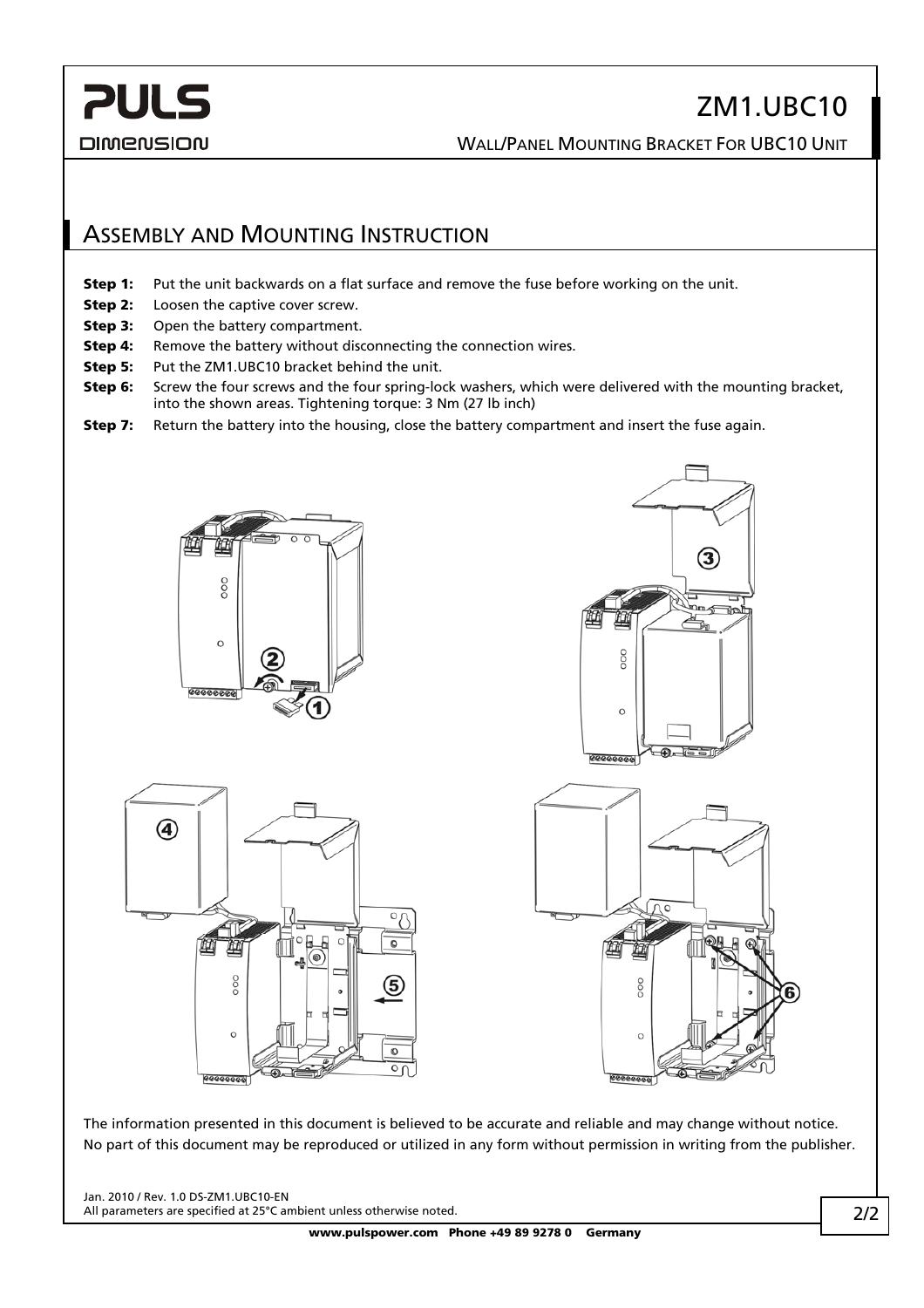## Assembly and Mounting Instruction

**Step 1:** Put the unit backwards on a flat surface and remove the fuse before working on the unit.

**Step 2:** Loosen the captive cover screw.

**Step 3:** Open the battery compartment.

**Step 4:** Remove the battery without disconnecting the connection wires.

**Step 5:** Put the ZM1.UBC10 bracket behind the unit.

**Step 6:** Screw the four screws and the four spring-lock washers, which were delivered with the mounting bracket, into the shown areas. Tightening torque: 3 Nm (27 lb inch)

**Step 7:** Return the battery into the housing, close the battery compartment and insert the fuse again.

The information presented in this document is believed to be accurate and reliable and may change without notice. No part of this document may be reproduced or utilized in any form without permission in writing from the publisher.

Jan. 2010 / Rev. 1.0 DS-ZM1.UBC10-EN
All parameters are specified at 25°C ambient unless otherwise noted.